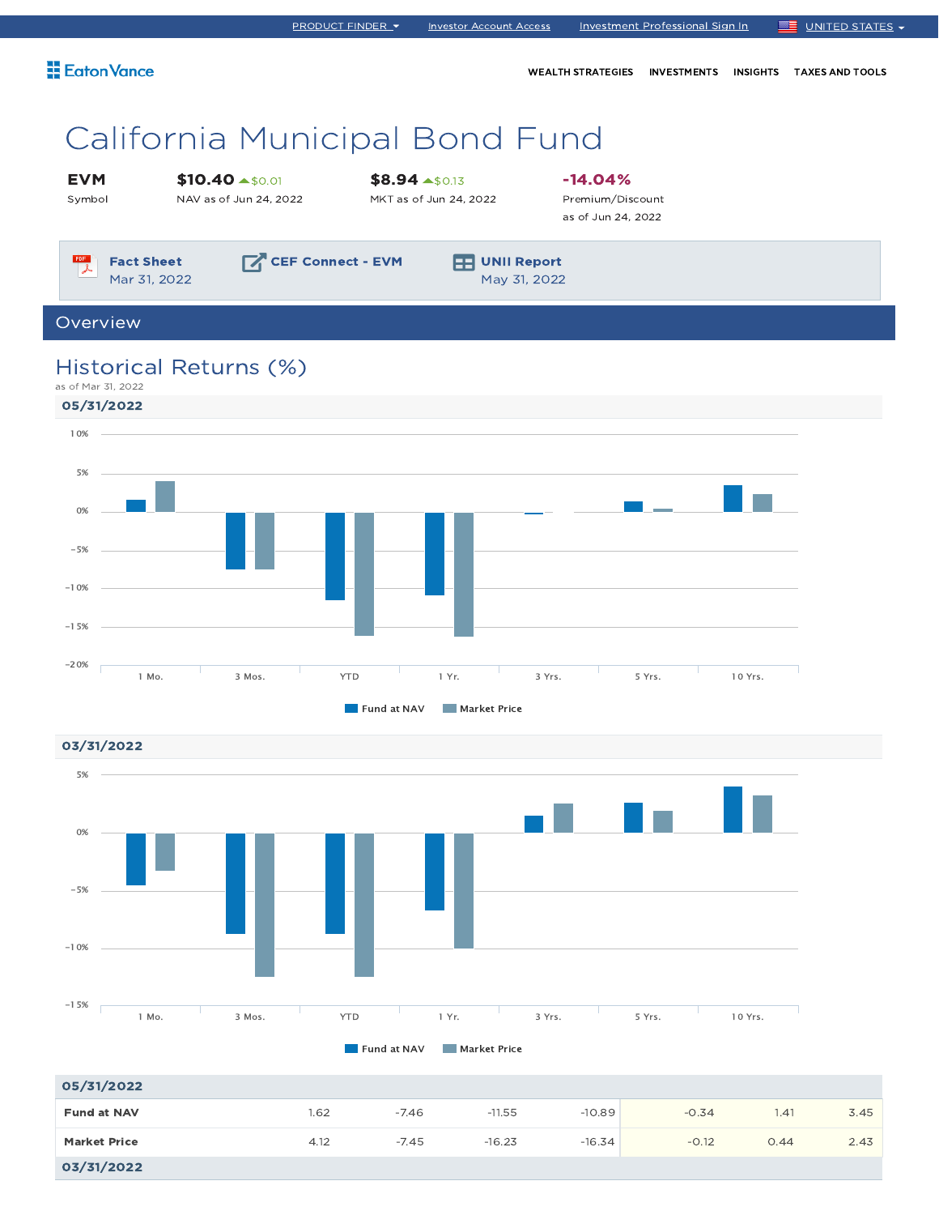PRODUCT FINDER | Investor Account Access | Investment Professional Sign In | UNITED STATES

Eaton Vance

WEALTH STRATEGIES | INVESTMENTS | INSIGHTS | TAXES AND TOOLS

# California Municipal Bond Fund

| EVM | $10.40 ▲$0.01 | $8.94 ▲$0.13 | -14.04% |
|---|---|---|---|
| Symbol | NAV as of Jun 24, 2022 | MKT as of Jun 24, 2022 | Premium/Discount as of Jun 24, 2022 |

**Fact Sheet** Mar 31, 2022 | **CEF Connect - EVM** | **UNII Report** May 31, 2022

## Overview

### Historical Returns (%)

as of Mar 31, 2022

**05/31/2022**

Fund at NAV | Market Price

**03/31/2022**

Fund at NAV | Market Price

| | 1 Mo. | 3 Mos. | YTD | 1 Yr. | 3 Yrs. | 5 Yrs. | 10 Yrs. |
|---|---|---|---|---|---|---|---|
| **05/31/2022** | | | | | | | |
| **Fund at NAV** | 1.62 | -7.46 | -11.55 | -10.89 | -0.34 | 1.41 | 3.45 |
| **Market Price** | 4.12 | -7.45 | -16.23 | -16.34 | -0.12 | 0.44 | 2.43 |
| **03/31/2022** | | | | | | | |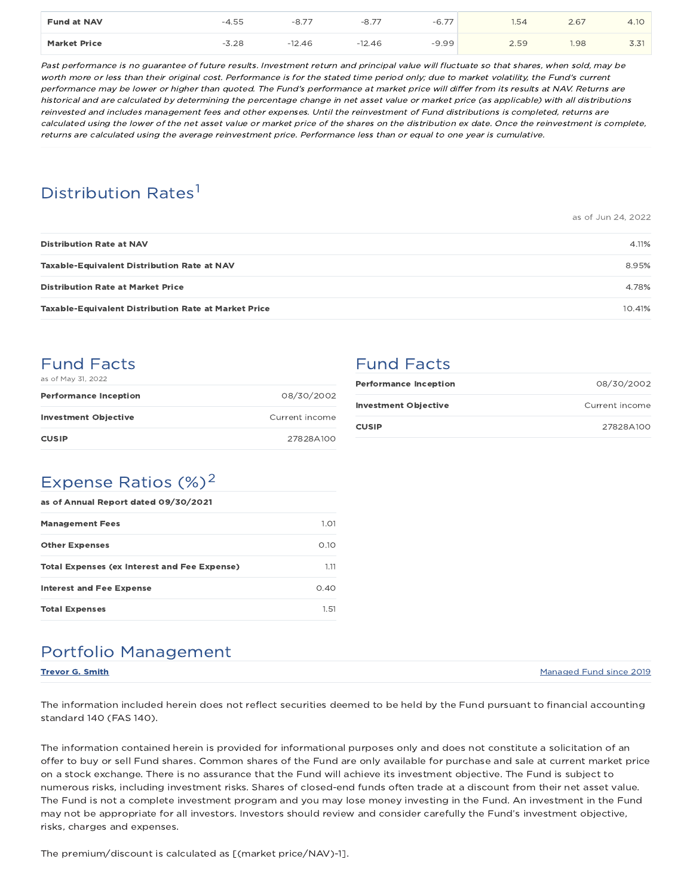| | | | | | | | |
|---|---|---|---|---|---|---|---|
| **Fund at NAV** | -4.55 | -8.77 | -8.77 | -6.77 | 1.54 | 2.67 | 4.10 |
| **Market Price** | -3.28 | -12.46 | -12.46 | -9.99 | 2.59 | 1.98 | 3.31 |

*Past performance is no guarantee of future results. Investment return and principal value will fluctuate so that shares, when sold, may be worth more or less than their original cost. Performance is for the stated time period only; due to market volatility, the Fund's current performance may be lower or higher than quoted. The Fund's performance at market price will differ from its results at NAV. Returns are historical and are calculated by determining the percentage change in net asset value or market price (as applicable) with all distributions reinvested and includes management fees and other expenses. Until the reinvestment of Fund distributions is completed, returns are calculated using the lower of the net asset value or market price of the shares on the distribution ex date. Once the reinvestment is complete, returns are calculated using the average reinvestment price. Performance less than or equal to one year is cumulative.*

## Distribution Rates[1]

as of Jun 24, 2022

| | |
|---|---|
| **Distribution Rate at NAV** | 4.11% |
| **Taxable-Equivalent Distribution Rate at NAV** | 8.95% |
| **Distribution Rate at Market Price** | 4.78% |
| **Taxable-Equivalent Distribution Rate at Market Price** | 10.41% |

## Fund Facts

as of May 31, 2022

| | |
|---|---|
| **Performance Inception** | 08/30/2002 |
| **Investment Objective** | Current income |
| **CUSIP** | 27828A100 |

## Expense Ratios (%)[2]

| **as of Annual Report dated 09/30/2021** | |
|---|---|
| **Management Fees** | 1.01 |
| **Other Expenses** | 0.10 |
| **Total Expenses (ex Interest and Fee Expense)** | 1.11 |
| **Interest and Fee Expense** | 0.40 |
| **Total Expenses** | 1.51 |

## Fund Facts

| | |
|---|---|
| **Performance Inception** | 08/30/2002 |
| **Investment Objective** | Current income |
| **CUSIP** | 27828A100 |

## Portfolio Management

| | |
|---|---|
| **Trevor G. Smith** | Managed Fund since 2019 |

The information included herein does not reflect securities deemed to be held by the Fund pursuant to financial accounting standard 140 (FAS 140).

The information contained herein is provided for informational purposes only and does not constitute a solicitation of an offer to buy or sell Fund shares. Common shares of the Fund are only available for purchase and sale at current market price on a stock exchange. There is no assurance that the Fund will achieve its investment objective. The Fund is subject to numerous risks, including investment risks. Shares of closed-end funds often trade at a discount from their net asset value. The Fund is not a complete investment program and you may lose money investing in the Fund. An investment in the Fund may not be appropriate for all investors. Investors should review and consider carefully the Fund's investment objective, risks, charges and expenses.

The premium/discount is calculated as [(market price/NAV)-1].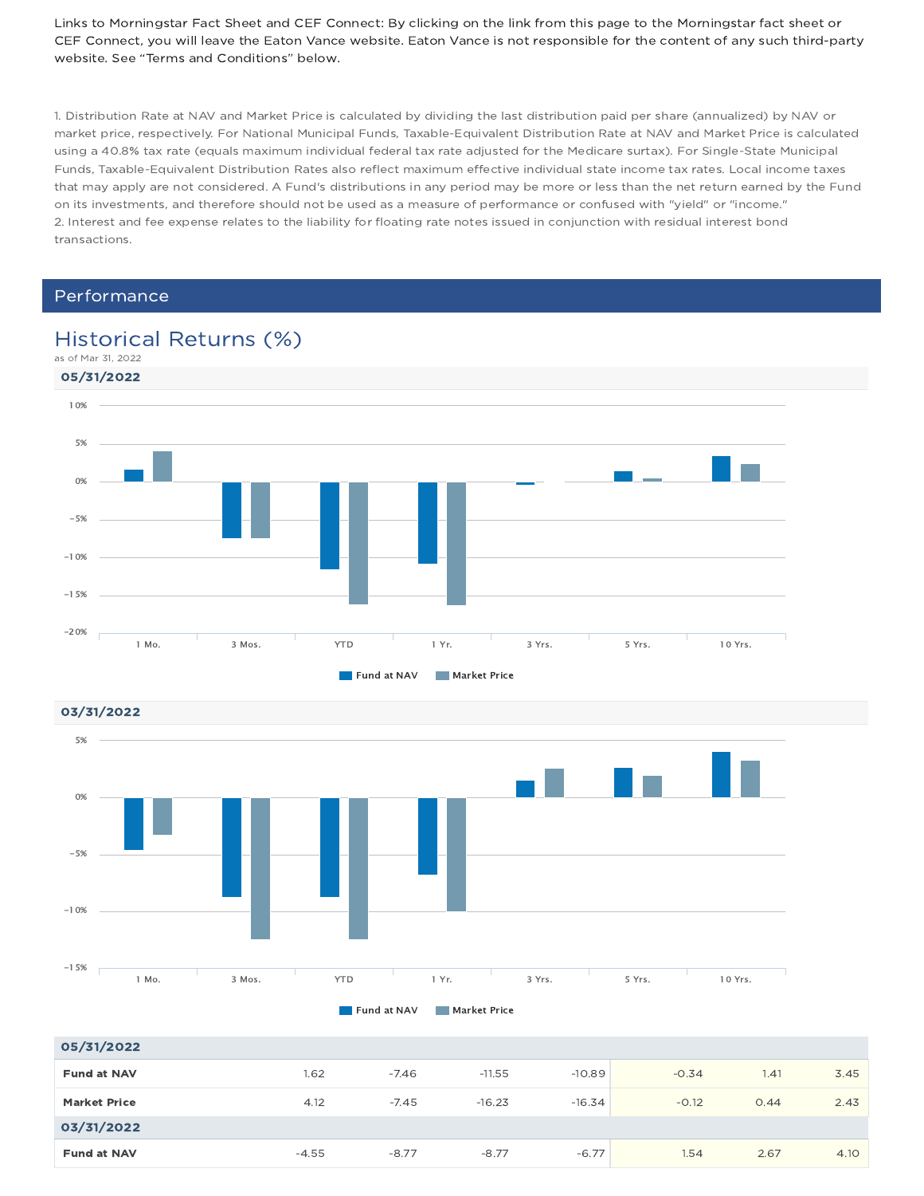Links to Morningstar Fact Sheet and CEF Connect: By clicking on the link from this page to the Morningstar fact sheet or CEF Connect, you will leave the Eaton Vance website. Eaton Vance is not responsible for the content of any such third-party website. See "Terms and Conditions" below.

1. Distribution Rate at NAV and Market Price is calculated by dividing the last distribution paid per share (annualized) by NAV or market price, respectively. For National Municipal Funds, Taxable-Equivalent Distribution Rate at NAV and Market Price is calculated using a 40.8% tax rate (equals maximum individual federal tax rate adjusted for the Medicare surtax). For Single-State Municipal Funds, Taxable-Equivalent Distribution Rates also reflect maximum effective individual state income tax rates. Local income taxes that may apply are not considered. A Fund's distributions in any period may be more or less than the net return earned by the Fund on its investments, and therefore should not be used as a measure of performance or confused with "yield" or "income."
2. Interest and fee expense relates to the liability for floating rate notes issued in conjunction with residual interest bond transactions.

## Performance

### Historical Returns (%)

as of Mar 31, 2022

**05/31/2022**

**03/31/2022**

| | 1 Mo. | 3 Mos. | YTD | 1 Yr. | 3 Yrs. | 5 Yrs. | 10 Yrs. |
|---|---|---|---|---|---|---|---|
| **05/31/2022** | | | | | | | |
| **Fund at NAV** | 1.62 | -7.46 | -11.55 | -10.89 | -0.34 | 1.41 | 3.45 |
| **Market Price** | 4.12 | -7.45 | -16.23 | -16.34 | -0.12 | 0.44 | 2.43 |
| **03/31/2022** | | | | | | | |
| **Fund at NAV** | -4.55 | -8.77 | -8.77 | -6.77 | 1.54 | 2.67 | 4.10 |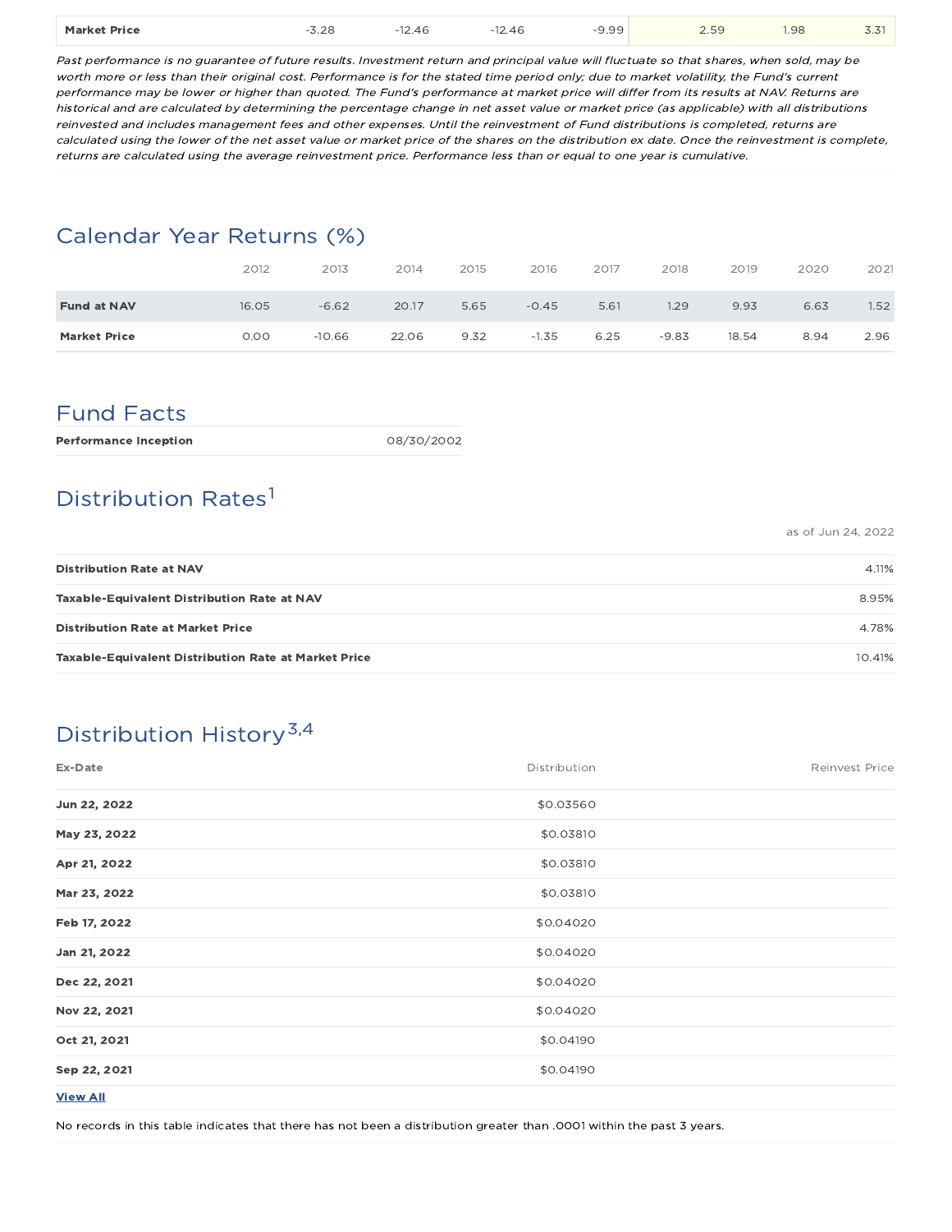| Market Price | -3.28 | -12.46 | -12.46 | -9.99 | 2.59 | 1.98 | 3.31 |
|---|---|---|---|---|---|---|---|

*Past performance is no guarantee of future results. Investment return and principal value will fluctuate so that shares, when sold, may be worth more or less than their original cost. Performance is for the stated time period only; due to market volatility, the Fund's current performance may be lower or higher than quoted. The Fund's performance at market price will differ from its results at NAV. Returns are historical and are calculated by determining the percentage change in net asset value or market price (as applicable) with all distributions reinvested and includes management fees and other expenses. Until the reinvestment of Fund distributions is completed, returns are calculated using the lower of the net asset value or market price of the shares on the distribution ex date. Once the reinvestment is complete, returns are calculated using the average reinvestment price. Performance less than or equal to one year is cumulative.*

## Calendar Year Returns (%)

| | 2012 | 2013 | 2014 | 2015 | 2016 | 2017 | 2018 | 2019 | 2020 | 2021 |
|---|---|---|---|---|---|---|---|---|---|---|
| **Fund at NAV** | 16.05 | -6.62 | 20.17 | 5.65 | -0.45 | 5.61 | 1.29 | 9.93 | 6.63 | 1.52 |
| **Market Price** | 0.00 | -10.66 | 22.06 | 9.32 | -1.35 | 6.25 | -9.83 | 18.54 | 8.94 | 2.96 |

## Fund Facts

| | |
|---|---|
| **Performance Inception** | 08/30/2002 |

## Distribution Rates[1]

as of Jun 24, 2022

| | |
|---|---|
| **Distribution Rate at NAV** | 4.11% |
| **Taxable-Equivalent Distribution Rate at NAV** | 8.95% |
| **Distribution Rate at Market Price** | 4.78% |
| **Taxable-Equivalent Distribution Rate at Market Price** | 10.41% |

## Distribution History[3,4]

| Ex-Date | Distribution | Reinvest Price |
|---|---|---|
| **Jun 22, 2022** | $0.03560 | |
| **May 23, 2022** | $0.03810 | |
| **Apr 21, 2022** | $0.03810 | |
| **Mar 23, 2022** | $0.03810 | |
| **Feb 17, 2022** | $0.04020 | |
| **Jan 21, 2022** | $0.04020 | |
| **Dec 22, 2021** | $0.04020 | |
| **Nov 22, 2021** | $0.04020 | |
| **Oct 21, 2021** | $0.04190 | |
| **Sep 22, 2021** | $0.04190 | |

**View All**

No records in this table indicates that there has not been a distribution greater than .0001 within the past 3 years.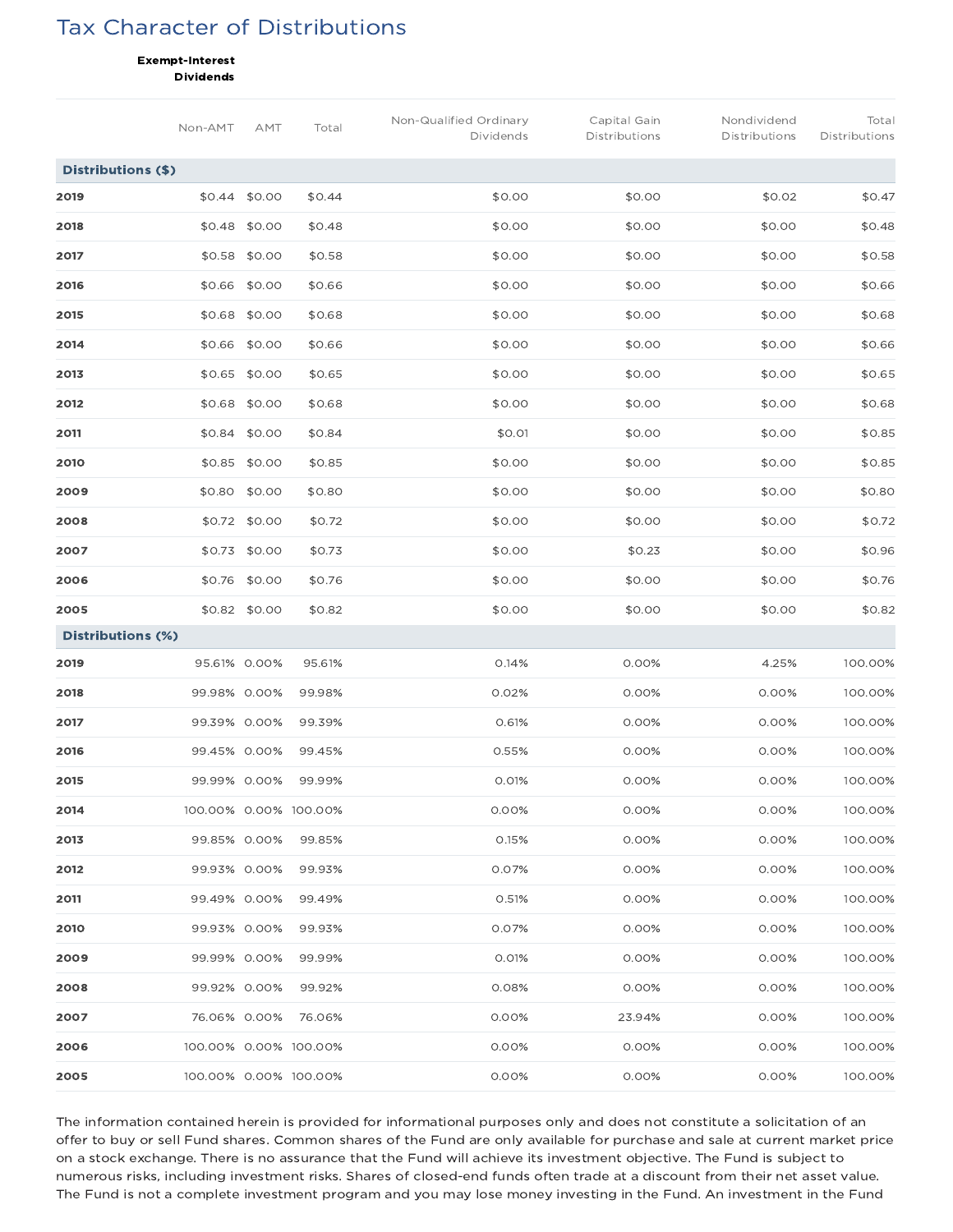# Tax Character of Distributions

| | Exempt-Interest Dividends | | | | | | |
|---|---|---|---|---|---|---|---|
| | Non-AMT | AMT | Total | Non-Qualified Ordinary Dividends | Capital Gain Distributions | Nondividend Distributions | Total Distributions |
| **Distributions ($)** | | | | | | | |
| **2019** | $0.44 | $0.00 | $0.44 | $0.00 | $0.00 | $0.02 | $0.47 |
| **2018** | $0.48 | $0.00 | $0.48 | $0.00 | $0.00 | $0.00 | $0.48 |
| **2017** | $0.58 | $0.00 | $0.58 | $0.00 | $0.00 | $0.00 | $0.58 |
| **2016** | $0.66 | $0.00 | $0.66 | $0.00 | $0.00 | $0.00 | $0.66 |
| **2015** | $0.68 | $0.00 | $0.68 | $0.00 | $0.00 | $0.00 | $0.68 |
| **2014** | $0.66 | $0.00 | $0.66 | $0.00 | $0.00 | $0.00 | $0.66 |
| **2013** | $0.65 | $0.00 | $0.65 | $0.00 | $0.00 | $0.00 | $0.65 |
| **2012** | $0.68 | $0.00 | $0.68 | $0.00 | $0.00 | $0.00 | $0.68 |
| **2011** | $0.84 | $0.00 | $0.84 | $0.01 | $0.00 | $0.00 | $0.85 |
| **2010** | $0.85 | $0.00 | $0.85 | $0.00 | $0.00 | $0.00 | $0.85 |
| **2009** | $0.80 | $0.00 | $0.80 | $0.00 | $0.00 | $0.00 | $0.80 |
| **2008** | $0.72 | $0.00 | $0.72 | $0.00 | $0.00 | $0.00 | $0.72 |
| **2007** | $0.73 | $0.00 | $0.73 | $0.00 | $0.23 | $0.00 | $0.96 |
| **2006** | $0.76 | $0.00 | $0.76 | $0.00 | $0.00 | $0.00 | $0.76 |
| **2005** | $0.82 | $0.00 | $0.82 | $0.00 | $0.00 | $0.00 | $0.82 |
| **Distributions (%)** | | | | | | | |
| **2019** | 95.61% | 0.00% | 95.61% | 0.14% | 0.00% | 4.25% | 100.00% |
| **2018** | 99.98% | 0.00% | 99.98% | 0.02% | 0.00% | 0.00% | 100.00% |
| **2017** | 99.39% | 0.00% | 99.39% | 0.61% | 0.00% | 0.00% | 100.00% |
| **2016** | 99.45% | 0.00% | 99.45% | 0.55% | 0.00% | 0.00% | 100.00% |
| **2015** | 99.99% | 0.00% | 99.99% | 0.01% | 0.00% | 0.00% | 100.00% |
| **2014** | 100.00% | 0.00% | 100.00% | 0.00% | 0.00% | 0.00% | 100.00% |
| **2013** | 99.85% | 0.00% | 99.85% | 0.15% | 0.00% | 0.00% | 100.00% |
| **2012** | 99.93% | 0.00% | 99.93% | 0.07% | 0.00% | 0.00% | 100.00% |
| **2011** | 99.49% | 0.00% | 99.49% | 0.51% | 0.00% | 0.00% | 100.00% |
| **2010** | 99.93% | 0.00% | 99.93% | 0.07% | 0.00% | 0.00% | 100.00% |
| **2009** | 99.99% | 0.00% | 99.99% | 0.01% | 0.00% | 0.00% | 100.00% |
| **2008** | 99.92% | 0.00% | 99.92% | 0.08% | 0.00% | 0.00% | 100.00% |
| **2007** | 76.06% | 0.00% | 76.06% | 0.00% | 23.94% | 0.00% | 100.00% |
| **2006** | 100.00% | 0.00% | 100.00% | 0.00% | 0.00% | 0.00% | 100.00% |
| **2005** | 100.00% | 0.00% | 100.00% | 0.00% | 0.00% | 0.00% | 100.00% |

The information contained herein is provided for informational purposes only and does not constitute a solicitation of an offer to buy or sell Fund shares. Common shares of the Fund are only available for purchase and sale at current market price on a stock exchange. There is no assurance that the Fund will achieve its investment objective. The Fund is subject to numerous risks, including investment risks. Shares of closed-end funds often trade at a discount from their net asset value. The Fund is not a complete investment program and you may lose money investing in the Fund. An investment in the Fund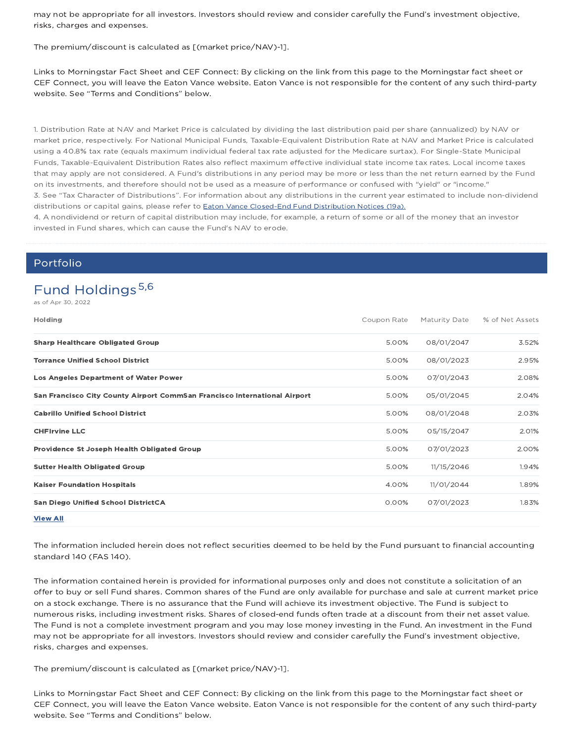may not be appropriate for all investors. Investors should review and consider carefully the Fund's investment objective, risks, charges and expenses.

The premium/discount is calculated as [(market price/NAV)-1].

Links to Morningstar Fact Sheet and CEF Connect: By clicking on the link from this page to the Morningstar fact sheet or CEF Connect, you will leave the Eaton Vance website. Eaton Vance is not responsible for the content of any such third-party website. See "Terms and Conditions" below.

1. Distribution Rate at NAV and Market Price is calculated by dividing the last distribution paid per share (annualized) by NAV or market price, respectively. For National Municipal Funds, Taxable-Equivalent Distribution Rate at NAV and Market Price is calculated using a 40.8% tax rate (equals maximum individual federal tax rate adjusted for the Medicare surtax). For Single-State Municipal Funds, Taxable-Equivalent Distribution Rates also reflect maximum effective individual state income tax rates. Local income taxes that may apply are not considered. A Fund's distributions in any period may be more or less than the net return earned by the Fund on its investments, and therefore should not be used as a measure of performance or confused with "yield" or "income."
3. See "Tax Character of Distributions". For information about any distributions in the current year estimated to include non-dividend distributions or capital gains, please refer to Eaton Vance Closed-End Fund Distribution Notices (19a).
4. A nondividend or return of capital distribution may include, for example, a return of some or all of the money that an investor invested in Fund shares, which can cause the Fund's NAV to erode.

## Portfolio

### Fund Holdings[5,6]

as of Apr 30, 2022

| Holding | Coupon Rate | Maturity Date | % of Net Assets |
|---|---|---|---|
| **Sharp Healthcare Obligated Group** | 5.00% | 08/01/2047 | 3.52% |
| **Torrance Unified School District** | 5.00% | 08/01/2023 | 2.95% |
| **Los Angeles Department of Water Power** | 5.00% | 07/01/2043 | 2.08% |
| **San Francisco City County Airport CommSan Francisco International Airport** | 5.00% | 05/01/2045 | 2.04% |
| **Cabrillo Unified School District** | 5.00% | 08/01/2048 | 2.03% |
| **CHFIrvine LLC** | 5.00% | 05/15/2047 | 2.01% |
| **Providence St Joseph Health Obligated Group** | 5.00% | 07/01/2023 | 2.00% |
| **Sutter Health Obligated Group** | 5.00% | 11/15/2046 | 1.94% |
| **Kaiser Foundation Hospitals** | 4.00% | 11/01/2044 | 1.89% |
| **San Diego Unified School DistrictCA** | 0.00% | 07/01/2023 | 1.83% |

**View All**

The information included herein does not reflect securities deemed to be held by the Fund pursuant to financial accounting standard 140 (FAS 140).

The information contained herein is provided for informational purposes only and does not constitute a solicitation of an offer to buy or sell Fund shares. Common shares of the Fund are only available for purchase and sale at current market price on a stock exchange. There is no assurance that the Fund will achieve its investment objective. The Fund is subject to numerous risks, including investment risks. Shares of closed-end funds often trade at a discount from their net asset value. The Fund is not a complete investment program and you may lose money investing in the Fund. An investment in the Fund may not be appropriate for all investors. Investors should review and consider carefully the Fund's investment objective, risks, charges and expenses.

The premium/discount is calculated as [(market price/NAV)-1].

Links to Morningstar Fact Sheet and CEF Connect: By clicking on the link from this page to the Morningstar fact sheet or CEF Connect, you will leave the Eaton Vance website. Eaton Vance is not responsible for the content of any such third-party website. See "Terms and Conditions" below.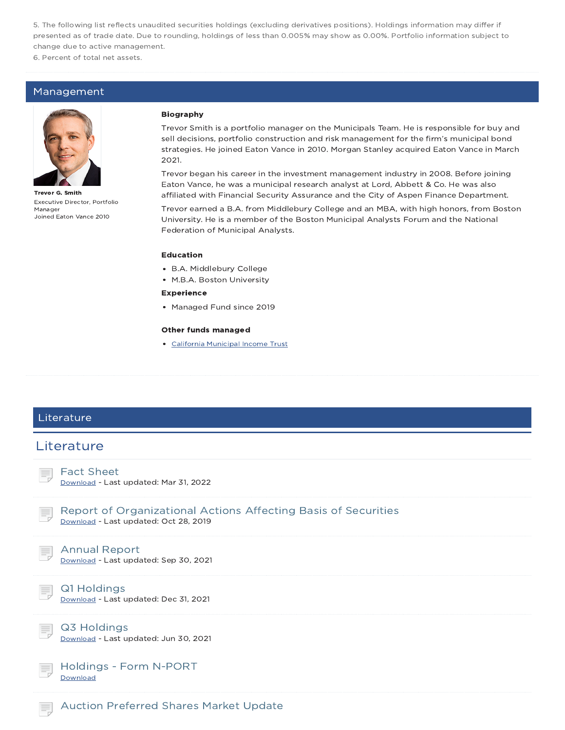5. The following list reflects unaudited securities holdings (excluding derivatives positions). Holdings information may differ if presented as of trade date. Due to rounding, holdings of less than 0.005% may show as 0.00%. Portfolio information subject to change due to active management.

6. Percent of total net assets.

## Management

**Trevor G. Smith**
Executive Director, Portfolio Manager
Joined Eaton Vance 2010

**Biography**

Trevor Smith is a portfolio manager on the Municipals Team. He is responsible for buy and sell decisions, portfolio construction and risk management for the firm's municipal bond strategies. He joined Eaton Vance in 2010. Morgan Stanley acquired Eaton Vance in March 2021.

Trevor began his career in the investment management industry in 2008. Before joining Eaton Vance, he was a municipal research analyst at Lord, Abbett & Co. He was also affiliated with Financial Security Assurance and the City of Aspen Finance Department.

Trevor earned a B.A. from Middlebury College and an MBA, with high honors, from Boston University. He is a member of the Boston Municipal Analysts Forum and the National Federation of Municipal Analysts.

**Education**

- B.A. Middlebury College
- M.B.A. Boston University

**Experience**

- Managed Fund since 2019

**Other funds managed**

- California Municipal Income Trust

## Literature

## Literature

### Fact Sheet
Download - Last updated: Mar 31, 2022

### Report of Organizational Actions Affecting Basis of Securities
Download - Last updated: Oct 28, 2019

### Annual Report
Download - Last updated: Sep 30, 2021

### Q1 Holdings
Download - Last updated: Dec 31, 2021

### Q3 Holdings
Download - Last updated: Jun 30, 2021

### Holdings - Form N-PORT
Download

### Auction Preferred Shares Market Update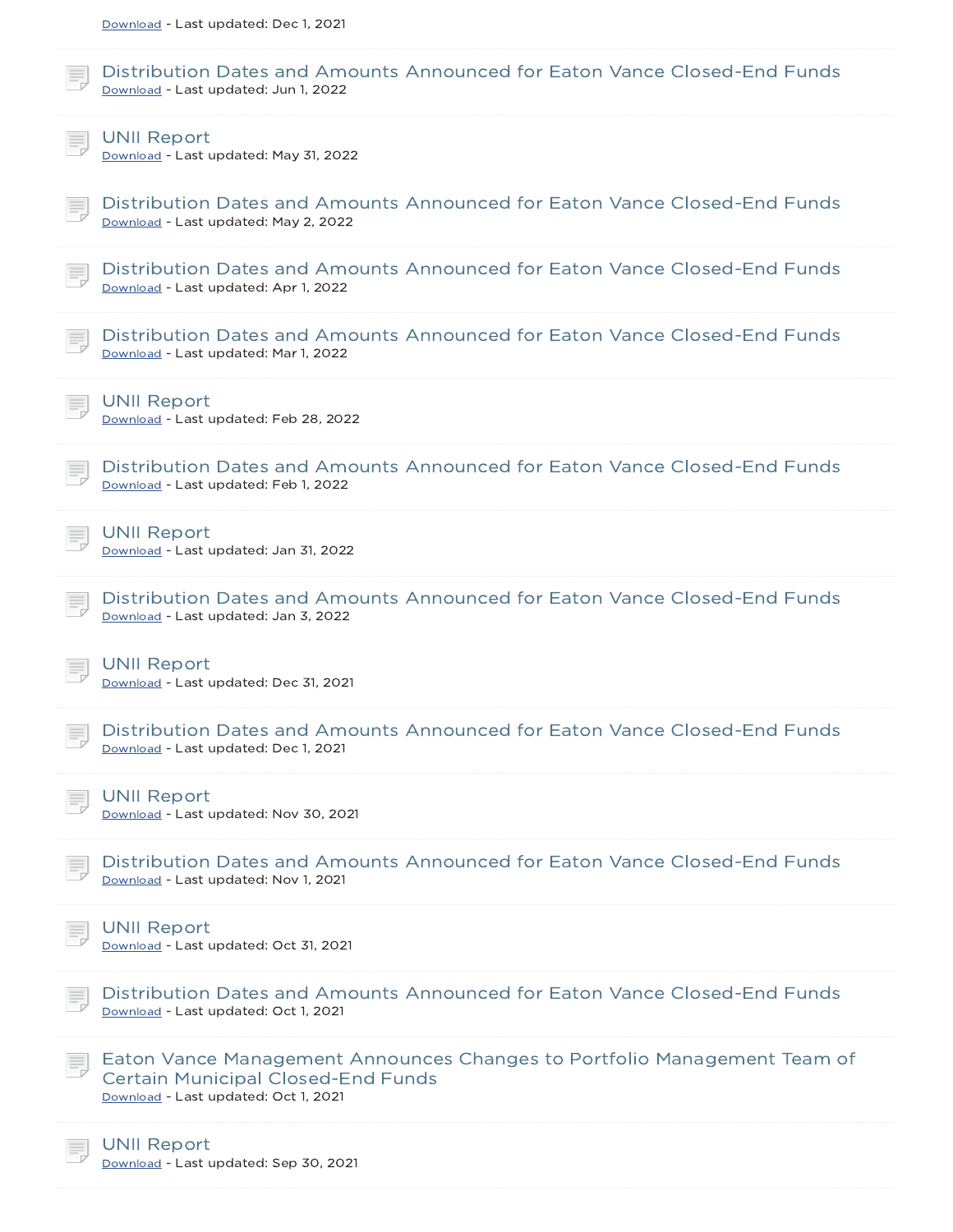Download - Last updated: Dec 1, 2021

Distribution Dates and Amounts Announced for Eaton Vance Closed-End Funds
Download - Last updated: Jun 1, 2022

UNII Report
Download - Last updated: May 31, 2022

Distribution Dates and Amounts Announced for Eaton Vance Closed-End Funds
Download - Last updated: May 2, 2022

Distribution Dates and Amounts Announced for Eaton Vance Closed-End Funds
Download - Last updated: Apr 1, 2022

Distribution Dates and Amounts Announced for Eaton Vance Closed-End Funds
Download - Last updated: Mar 1, 2022

UNII Report
Download - Last updated: Feb 28, 2022

Distribution Dates and Amounts Announced for Eaton Vance Closed-End Funds
Download - Last updated: Feb 1, 2022

UNII Report
Download - Last updated: Jan 31, 2022

Distribution Dates and Amounts Announced for Eaton Vance Closed-End Funds
Download - Last updated: Jan 3, 2022

UNII Report
Download - Last updated: Dec 31, 2021

Distribution Dates and Amounts Announced for Eaton Vance Closed-End Funds
Download - Last updated: Dec 1, 2021

UNII Report
Download - Last updated: Nov 30, 2021

Distribution Dates and Amounts Announced for Eaton Vance Closed-End Funds
Download - Last updated: Nov 1, 2021

UNII Report
Download - Last updated: Oct 31, 2021

Distribution Dates and Amounts Announced for Eaton Vance Closed-End Funds
Download - Last updated: Oct 1, 2021

Eaton Vance Management Announces Changes to Portfolio Management Team of Certain Municipal Closed-End Funds
Download - Last updated: Oct 1, 2021

UNII Report
Download - Last updated: Sep 30, 2021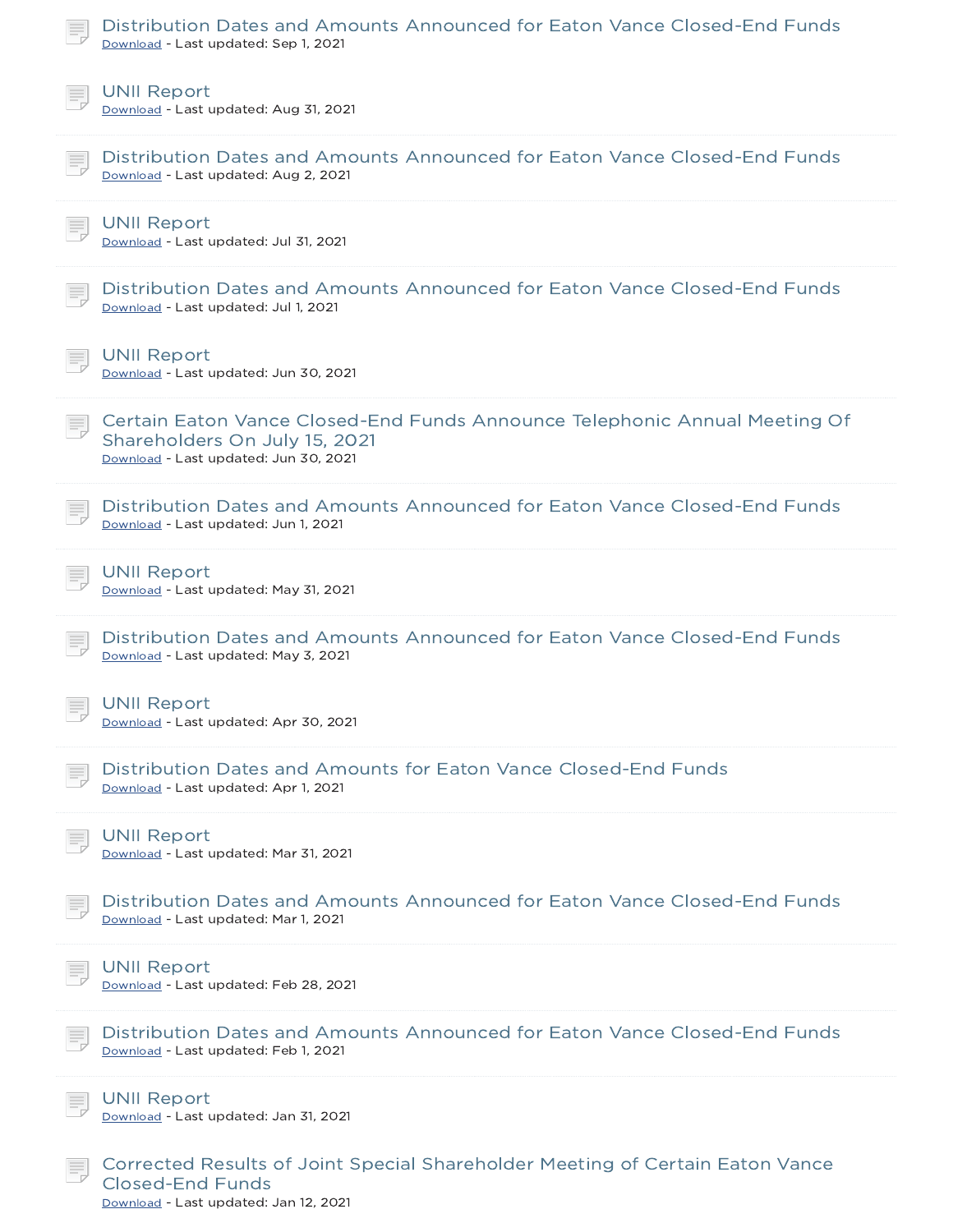Distribution Dates and Amounts Announced for Eaton Vance Closed-End Funds
Download - Last updated: Sep 1, 2021

UNII Report
Download - Last updated: Aug 31, 2021

Distribution Dates and Amounts Announced for Eaton Vance Closed-End Funds
Download - Last updated: Aug 2, 2021

UNII Report
Download - Last updated: Jul 31, 2021

Distribution Dates and Amounts Announced for Eaton Vance Closed-End Funds
Download - Last updated: Jul 1, 2021

UNII Report
Download - Last updated: Jun 30, 2021

Certain Eaton Vance Closed-End Funds Announce Telephonic Annual Meeting Of Shareholders On July 15, 2021
Download - Last updated: Jun 30, 2021

Distribution Dates and Amounts Announced for Eaton Vance Closed-End Funds
Download - Last updated: Jun 1, 2021

UNII Report
Download - Last updated: May 31, 2021

Distribution Dates and Amounts Announced for Eaton Vance Closed-End Funds
Download - Last updated: May 3, 2021

UNII Report
Download - Last updated: Apr 30, 2021

Distribution Dates and Amounts for Eaton Vance Closed-End Funds
Download - Last updated: Apr 1, 2021

UNII Report
Download - Last updated: Mar 31, 2021

Distribution Dates and Amounts Announced for Eaton Vance Closed-End Funds
Download - Last updated: Mar 1, 2021

UNII Report
Download - Last updated: Feb 28, 2021

Distribution Dates and Amounts Announced for Eaton Vance Closed-End Funds
Download - Last updated: Feb 1, 2021

UNII Report
Download - Last updated: Jan 31, 2021

Corrected Results of Joint Special Shareholder Meeting of Certain Eaton Vance Closed-End Funds
Download - Last updated: Jan 12, 2021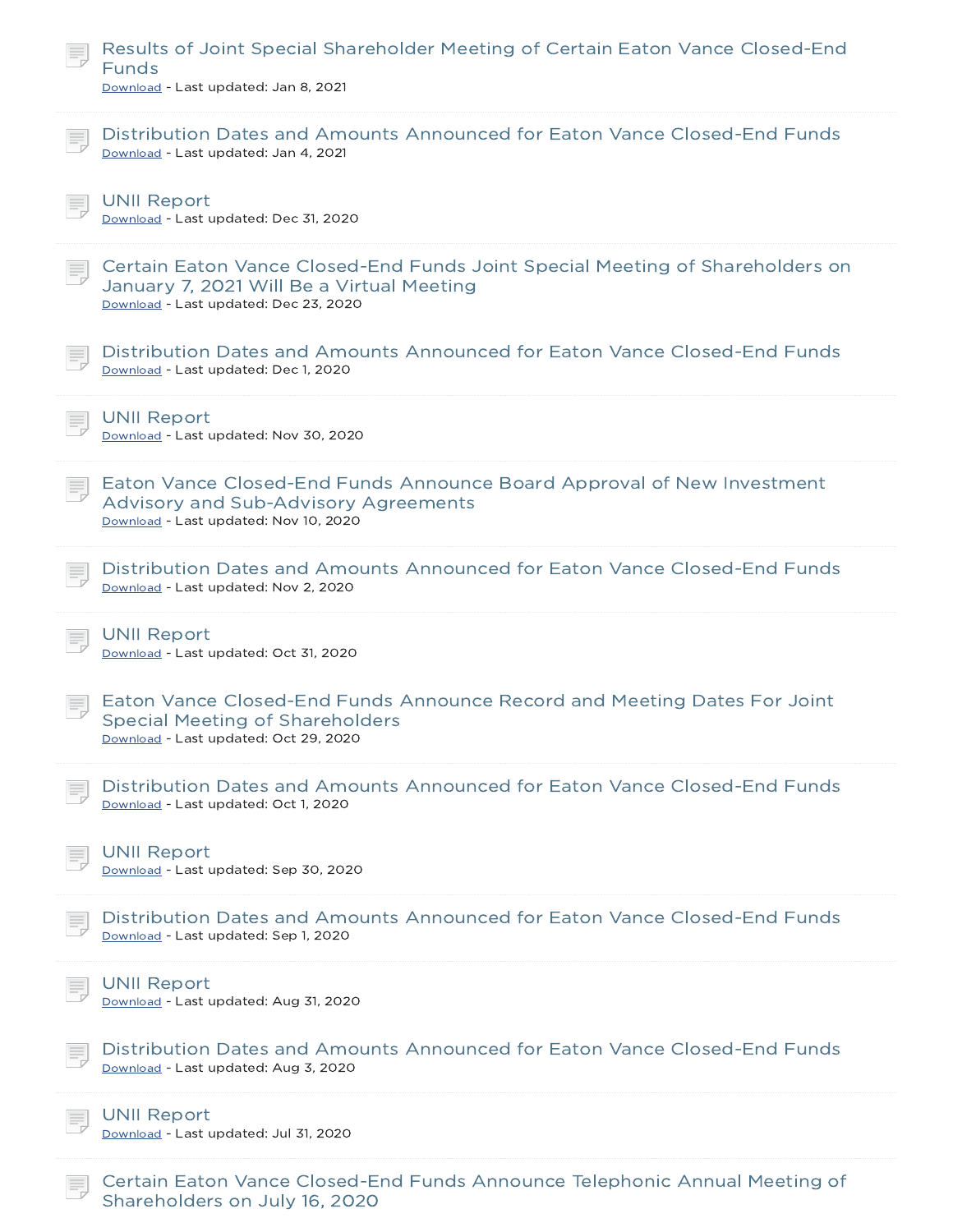Results of Joint Special Shareholder Meeting of Certain Eaton Vance Closed-End Funds
Download - Last updated: Jan 8, 2021

Distribution Dates and Amounts Announced for Eaton Vance Closed-End Funds
Download - Last updated: Jan 4, 2021

UNII Report
Download - Last updated: Dec 31, 2020

Certain Eaton Vance Closed-End Funds Joint Special Meeting of Shareholders on January 7, 2021 Will Be a Virtual Meeting
Download - Last updated: Dec 23, 2020

Distribution Dates and Amounts Announced for Eaton Vance Closed-End Funds
Download - Last updated: Dec 1, 2020

UNII Report
Download - Last updated: Nov 30, 2020

Eaton Vance Closed-End Funds Announce Board Approval of New Investment Advisory and Sub-Advisory Agreements
Download - Last updated: Nov 10, 2020

Distribution Dates and Amounts Announced for Eaton Vance Closed-End Funds
Download - Last updated: Nov 2, 2020

UNII Report
Download - Last updated: Oct 31, 2020

Eaton Vance Closed-End Funds Announce Record and Meeting Dates For Joint Special Meeting of Shareholders
Download - Last updated: Oct 29, 2020

Distribution Dates and Amounts Announced for Eaton Vance Closed-End Funds
Download - Last updated: Oct 1, 2020

UNII Report
Download - Last updated: Sep 30, 2020

Distribution Dates and Amounts Announced for Eaton Vance Closed-End Funds
Download - Last updated: Sep 1, 2020

UNII Report
Download - Last updated: Aug 31, 2020

Distribution Dates and Amounts Announced for Eaton Vance Closed-End Funds
Download - Last updated: Aug 3, 2020

UNII Report
Download - Last updated: Jul 31, 2020

Certain Eaton Vance Closed-End Funds Announce Telephonic Annual Meeting of Shareholders on July 16, 2020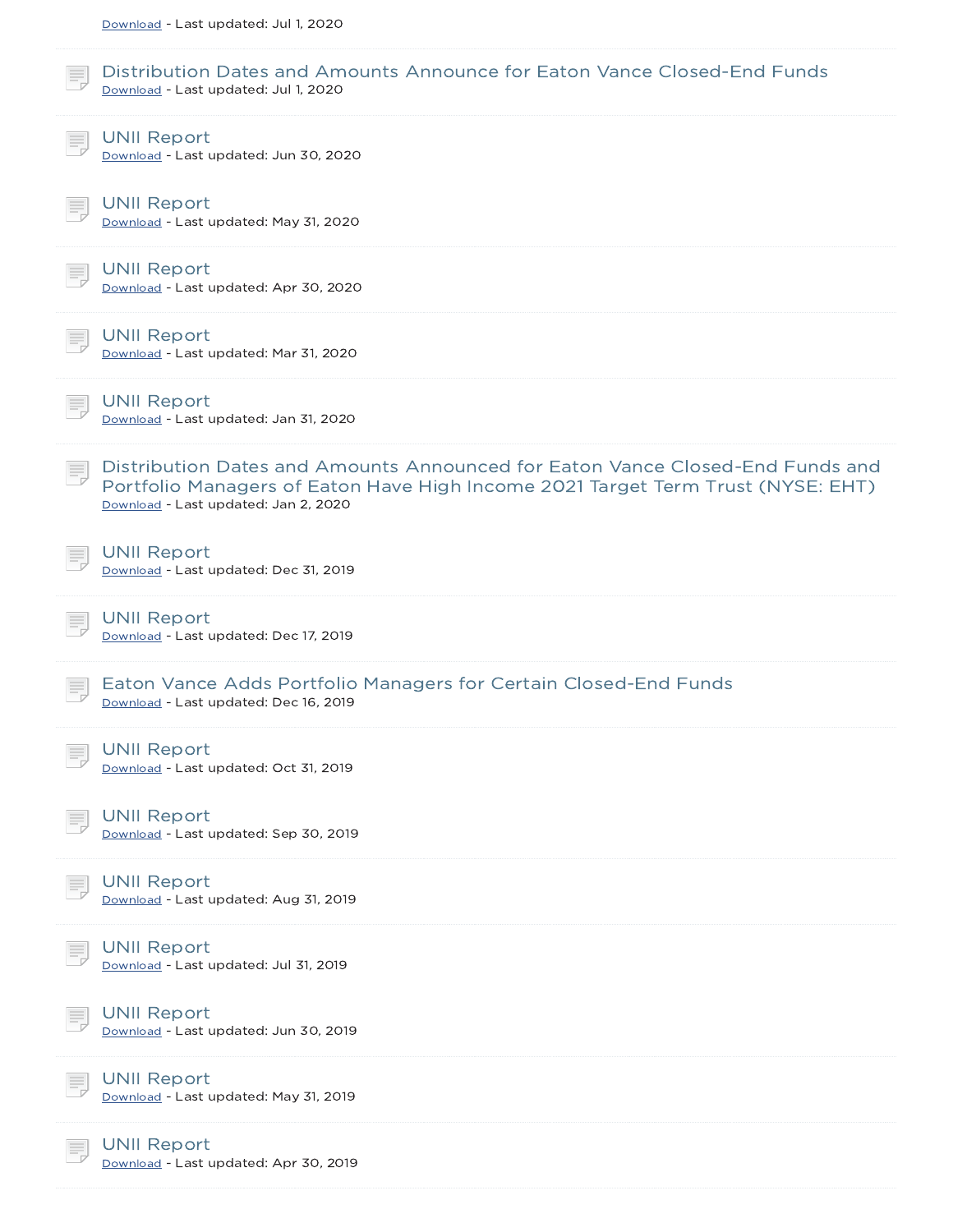Download - Last updated: Jul 1, 2020

Distribution Dates and Amounts Announce for Eaton Vance Closed-End Funds
Download - Last updated: Jul 1, 2020

UNII Report
Download - Last updated: Jun 30, 2020

UNII Report
Download - Last updated: May 31, 2020

UNII Report
Download - Last updated: Apr 30, 2020

UNII Report
Download - Last updated: Mar 31, 2020

UNII Report
Download - Last updated: Jan 31, 2020

Distribution Dates and Amounts Announced for Eaton Vance Closed-End Funds and Portfolio Managers of Eaton Have High Income 2021 Target Term Trust (NYSE: EHT)
Download - Last updated: Jan 2, 2020

UNII Report
Download - Last updated: Dec 31, 2019

UNII Report
Download - Last updated: Dec 17, 2019

Eaton Vance Adds Portfolio Managers for Certain Closed-End Funds
Download - Last updated: Dec 16, 2019

UNII Report
Download - Last updated: Oct 31, 2019

UNII Report
Download - Last updated: Sep 30, 2019

UNII Report
Download - Last updated: Aug 31, 2019

UNII Report
Download - Last updated: Jul 31, 2019

UNII Report
Download - Last updated: Jun 30, 2019

UNII Report
Download - Last updated: May 31, 2019

UNII Report
Download - Last updated: Apr 30, 2019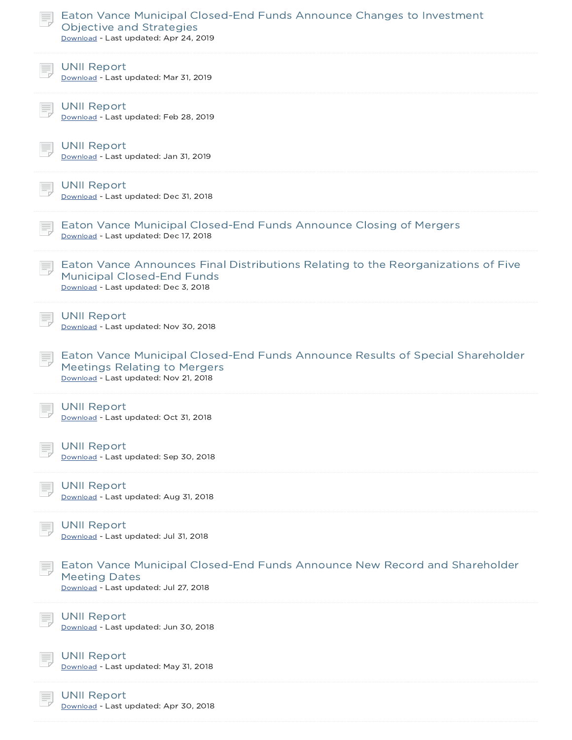### Eaton Vance Municipal Closed-End Funds Announce Changes to Investment Objective and Strategies
Download - Last updated: Apr 24, 2019

### UNII Report
Download - Last updated: Mar 31, 2019

### UNII Report
Download - Last updated: Feb 28, 2019

### UNII Report
Download - Last updated: Jan 31, 2019

### UNII Report
Download - Last updated: Dec 31, 2018

### Eaton Vance Municipal Closed-End Funds Announce Closing of Mergers
Download - Last updated: Dec 17, 2018

### Eaton Vance Announces Final Distributions Relating to the Reorganizations of Five Municipal Closed-End Funds
Download - Last updated: Dec 3, 2018

### UNII Report
Download - Last updated: Nov 30, 2018

### Eaton Vance Municipal Closed-End Funds Announce Results of Special Shareholder Meetings Relating to Mergers
Download - Last updated: Nov 21, 2018

### UNII Report
Download - Last updated: Oct 31, 2018

### UNII Report
Download - Last updated: Sep 30, 2018

### UNII Report
Download - Last updated: Aug 31, 2018

### UNII Report
Download - Last updated: Jul 31, 2018

### Eaton Vance Municipal Closed-End Funds Announce New Record and Shareholder Meeting Dates
Download - Last updated: Jul 27, 2018

### UNII Report
Download - Last updated: Jun 30, 2018

### UNII Report
Download - Last updated: May 31, 2018

### UNII Report
Download - Last updated: Apr 30, 2018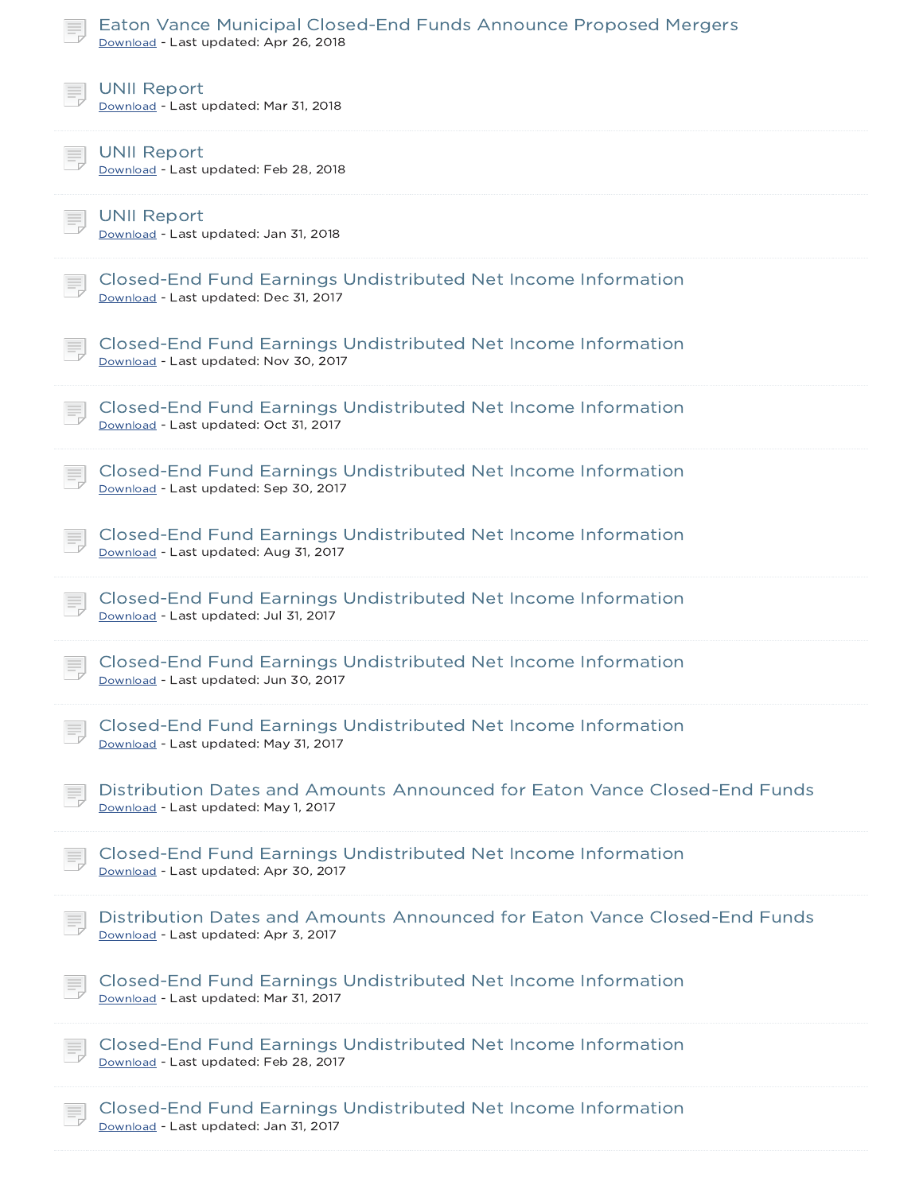Eaton Vance Municipal Closed-End Funds Announce Proposed Mergers
Download - Last updated: Apr 26, 2018

UNII Report
Download - Last updated: Mar 31, 2018

UNII Report
Download - Last updated: Feb 28, 2018

UNII Report
Download - Last updated: Jan 31, 2018

Closed-End Fund Earnings Undistributed Net Income Information
Download - Last updated: Dec 31, 2017

Closed-End Fund Earnings Undistributed Net Income Information
Download - Last updated: Nov 30, 2017

Closed-End Fund Earnings Undistributed Net Income Information
Download - Last updated: Oct 31, 2017

Closed-End Fund Earnings Undistributed Net Income Information
Download - Last updated: Sep 30, 2017

Closed-End Fund Earnings Undistributed Net Income Information
Download - Last updated: Aug 31, 2017

Closed-End Fund Earnings Undistributed Net Income Information
Download - Last updated: Jul 31, 2017

Closed-End Fund Earnings Undistributed Net Income Information
Download - Last updated: Jun 30, 2017

Closed-End Fund Earnings Undistributed Net Income Information
Download - Last updated: May 31, 2017

Distribution Dates and Amounts Announced for Eaton Vance Closed-End Funds
Download - Last updated: May 1, 2017

Closed-End Fund Earnings Undistributed Net Income Information
Download - Last updated: Apr 30, 2017

Distribution Dates and Amounts Announced for Eaton Vance Closed-End Funds
Download - Last updated: Apr 3, 2017

Closed-End Fund Earnings Undistributed Net Income Information
Download - Last updated: Mar 31, 2017

Closed-End Fund Earnings Undistributed Net Income Information
Download - Last updated: Feb 28, 2017

Closed-End Fund Earnings Undistributed Net Income Information
Download - Last updated: Jan 31, 2017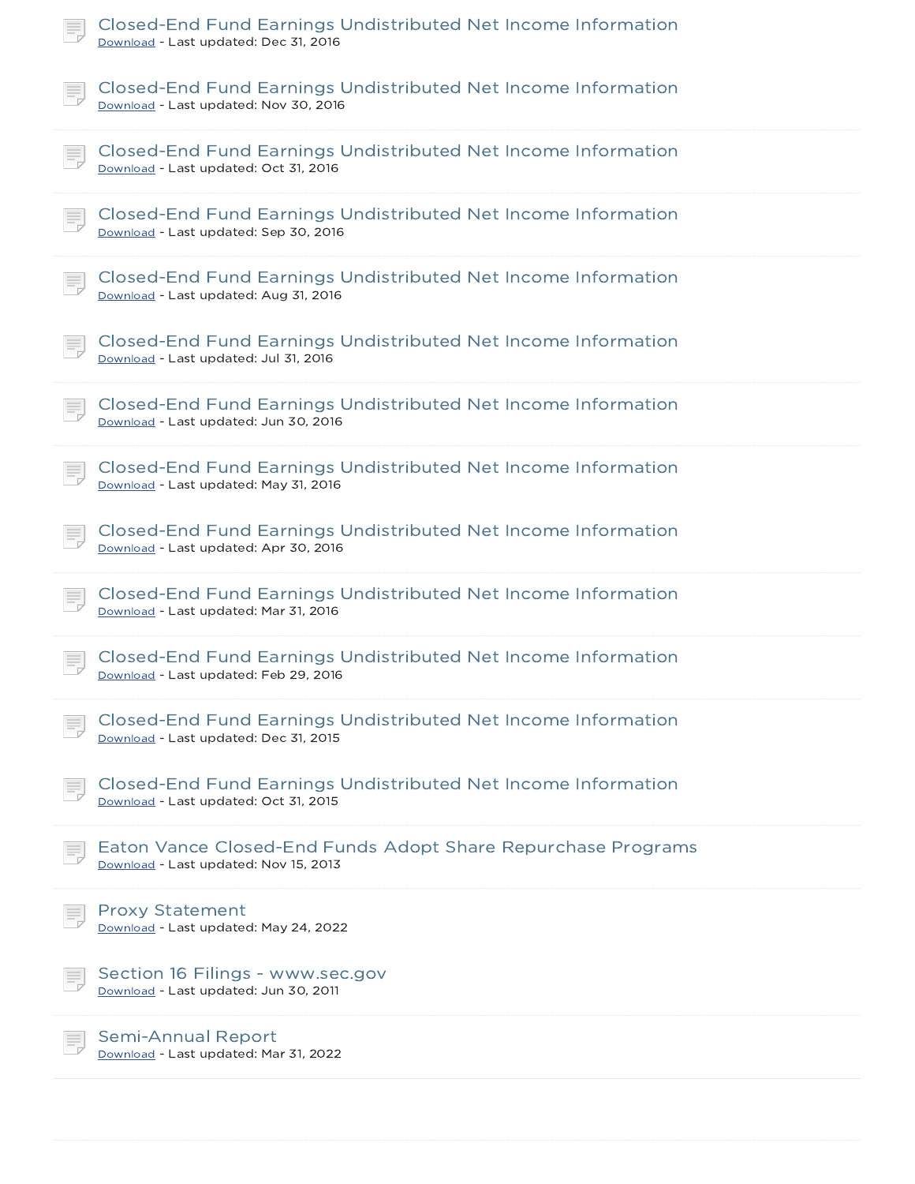Closed-End Fund Earnings Undistributed Net Income Information
Download - Last updated: Dec 31, 2016

Closed-End Fund Earnings Undistributed Net Income Information
Download - Last updated: Nov 30, 2016

Closed-End Fund Earnings Undistributed Net Income Information
Download - Last updated: Oct 31, 2016

Closed-End Fund Earnings Undistributed Net Income Information
Download - Last updated: Sep 30, 2016

Closed-End Fund Earnings Undistributed Net Income Information
Download - Last updated: Aug 31, 2016

Closed-End Fund Earnings Undistributed Net Income Information
Download - Last updated: Jul 31, 2016

Closed-End Fund Earnings Undistributed Net Income Information
Download - Last updated: Jun 30, 2016

Closed-End Fund Earnings Undistributed Net Income Information
Download - Last updated: May 31, 2016

Closed-End Fund Earnings Undistributed Net Income Information
Download - Last updated: Apr 30, 2016

Closed-End Fund Earnings Undistributed Net Income Information
Download - Last updated: Mar 31, 2016

Closed-End Fund Earnings Undistributed Net Income Information
Download - Last updated: Feb 29, 2016

Closed-End Fund Earnings Undistributed Net Income Information
Download - Last updated: Dec 31, 2015

Closed-End Fund Earnings Undistributed Net Income Information
Download - Last updated: Oct 31, 2015

Eaton Vance Closed-End Funds Adopt Share Repurchase Programs
Download - Last updated: Nov 15, 2013

Proxy Statement
Download - Last updated: May 24, 2022

Section 16 Filings - www.sec.gov
Download - Last updated: Jun 30, 2011

Semi-Annual Report
Download - Last updated: Mar 31, 2022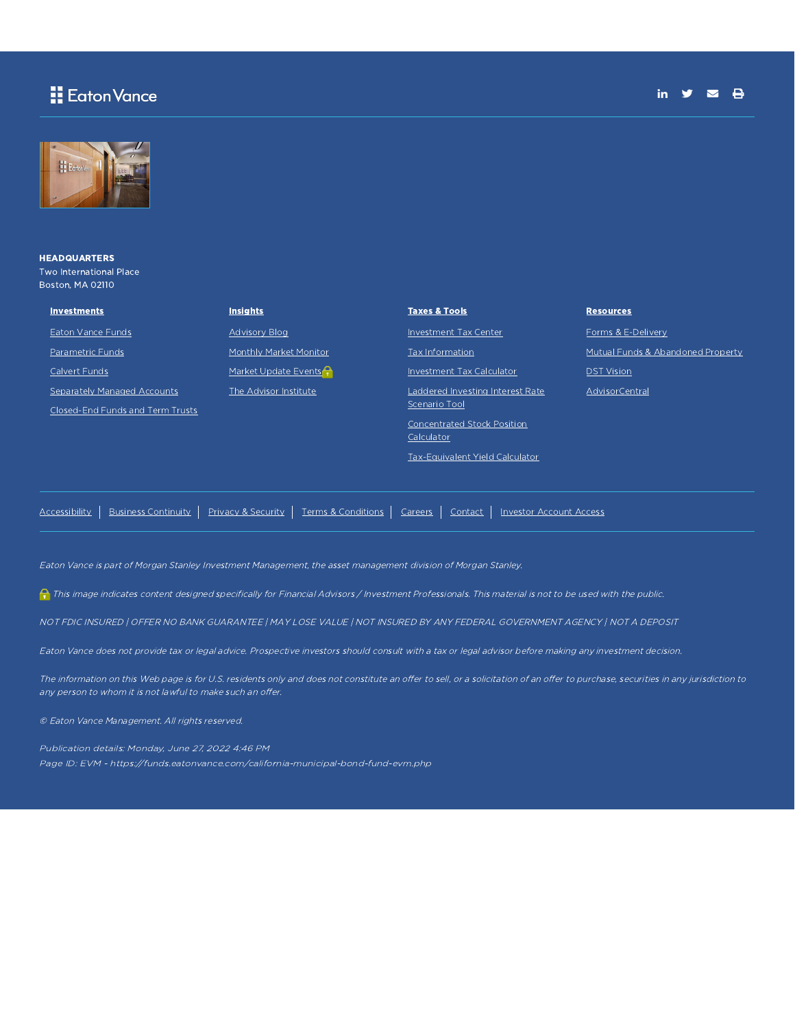Eaton Vance

**HEADQUARTERS**
Two International Place
Boston, MA 02110

**Investments**

- Eaton Vance Funds
- Parametric Funds
- Calvert Funds
- Separately Managed Accounts
- Closed-End Funds and Term Trusts

**Insights**

- Advisory Blog
- Monthly Market Monitor
- Market Update Events
- The Advisor Institute

**Taxes & Tools**

- Investment Tax Center
- Tax Information
- Investment Tax Calculator
- Laddered Investing Interest Rate Scenario Tool
- Concentrated Stock Position Calculator
- Tax-Equivalent Yield Calculator

**Resources**

- Forms & E-Delivery
- Mutual Funds & Abandoned Property
- DST Vision
- AdvisorCentral

Accessibility | Business Continuity | Privacy & Security | Terms & Conditions | Careers | Contact | Investor Account Access

*Eaton Vance is part of Morgan Stanley Investment Management, the asset management division of Morgan Stanley.*

*This image indicates content designed specifically for Financial Advisors / Investment Professionals. This material is not to be used with the public.*

*NOT FDIC INSURED | OFFER NO BANK GUARANTEE | MAY LOSE VALUE | NOT INSURED BY ANY FEDERAL GOVERNMENT AGENCY | NOT A DEPOSIT*

*Eaton Vance does not provide tax or legal advice. Prospective investors should consult with a tax or legal advisor before making any investment decision.*

*The information on this Web page is for U.S. residents only and does not constitute an offer to sell, or a solicitation of an offer to purchase, securities in any jurisdiction to any person to whom it is not lawful to make such an offer.*

*© Eaton Vance Management. All rights reserved.*

*Publication details: Monday, June 27, 2022 4:46 PM*
*Page ID: EVM - https://funds.eatonvance.com/california-municipal-bond-fund-evm.php*